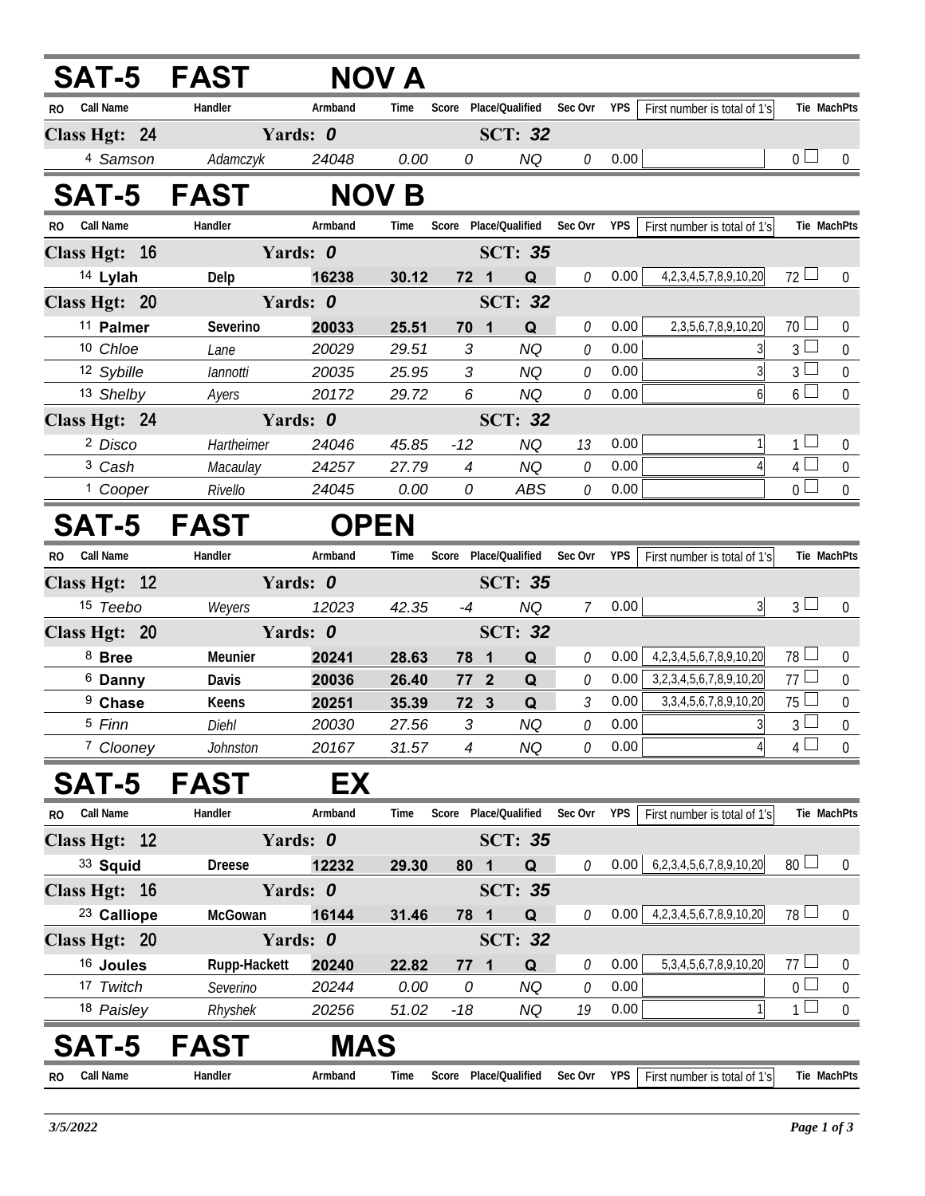## SAT-5 FAST NOV A

| RO | Call Name | Handler | Armband | Time | Score | Place/Qualified | Sec Ovr | YPS | First number is total of 1's | Tie | MachPts |
|---|---|---|---|---|---|---|---|---|---|---|---|
| **Class Hgt: 24** | | **Yards: 0** | | | | **SCT: 32** | | | | | |
| 4 | *Samson* | *Adamczyk* | *24048* | *0.00* | *0* | *NQ* | *0* | 0.00 | | 0 | 0 |

## SAT-5 FAST NOV B

| RO | Call Name | Handler | Armband | Time | Score | Place/Qualified | Sec Ovr | YPS | First number is total of 1's | Tie | MachPts |
|---|---|---|---|---|---|---|---|---|---|---|---|
| **Class Hgt: 16** | | **Yards: 0** | | | | **SCT: 35** | | | | | |
| 14 | **Lylah** | **Delp** | **16238** | **30.12** | **72** | **1 Q** | *0* | 0.00 | 4,2,3,4,5,7,8,9,10,20 | 72 | 0 |
| **Class Hgt: 20** | | **Yards: 0** | | | | **SCT: 32** | | | | | |
| 11 | **Palmer** | **Severino** | **20033** | **25.51** | **70** | **1 Q** | *0* | 0.00 | 2,3,5,6,7,8,9,10,20 | 70 | 0 |
| 10 | *Chloe* | *Lane* | *20029* | *29.51* | *3* | *NQ* | *0* | 0.00 | 3 | 3 | 0 |
| 12 | *Sybille* | *Iannotti* | *20035* | *25.95* | *3* | *NQ* | *0* | 0.00 | 3 | 3 | 0 |
| 13 | *Shelby* | *Ayers* | *20172* | *29.72* | *6* | *NQ* | *0* | 0.00 | 6 | 6 | 0 |
| **Class Hgt: 24** | | **Yards: 0** | | | | **SCT: 32** | | | | | |
| 2 | *Disco* | *Hartheimer* | *24046* | *45.85* | *-12* | *NQ* | *13* | 0.00 | 1 | 1 | 0 |
| 3 | *Cash* | *Macaulay* | *24257* | *27.79* | *4* | *NQ* | *0* | 0.00 | 4 | 4 | 0 |
| 1 | *Cooper* | *Rivello* | *24045* | *0.00* | *0* | *ABS* | *0* | 0.00 | | 0 | 0 |

## SAT-5 FAST OPEN

| RO | Call Name | Handler | Armband | Time | Score | Place/Qualified | Sec Ovr | YPS | First number is total of 1's | Tie | MachPts |
|---|---|---|---|---|---|---|---|---|---|---|---|
| **Class Hgt: 12** | | **Yards: 0** | | | | **SCT: 35** | | | | | |
| 15 | *Teebo* | *Weyers* | *12023* | *42.35* | *-4* | *NQ* | *7* | 0.00 | 3 | 3 | 0 |
| **Class Hgt: 20** | | **Yards: 0** | | | | **SCT: 32** | | | | | |
| 8 | **Bree** | **Meunier** | **20241** | **28.63** | **78** | **1 Q** | *0* | 0.00 | 4,2,3,4,5,6,7,8,9,10,20 | 78 | 0 |
| 6 | **Danny** | **Davis** | **20036** | **26.40** | **77** | **2 Q** | *0* | 0.00 | 3,2,3,4,5,6,7,8,9,10,20 | 77 | 0 |
| 9 | **Chase** | **Keens** | **20251** | **35.39** | **72** | **3 Q** | *3* | 0.00 | 3,3,4,5,6,7,8,9,10,20 | 75 | 0 |
| 5 | *Finn* | *Diehl* | *20030* | *27.56* | *3* | *NQ* | *0* | 0.00 | 3 | 3 | 0 |
| 7 | *Clooney* | *Johnston* | *20167* | *31.57* | *4* | *NQ* | *0* | 0.00 | 4 | 4 | 0 |

## SAT-5 FAST EX

| RO | Call Name | Handler | Armband | Time | Score | Place/Qualified | Sec Ovr | YPS | First number is total of 1's | Tie | MachPts |
|---|---|---|---|---|---|---|---|---|---|---|---|
| **Class Hgt: 12** | | **Yards: 0** | | | | **SCT: 35** | | | | | |
| 33 | **Squid** | **Dreese** | **12232** | **29.30** | **80** | **1 Q** | *0* | 0.00 | 6,2,3,4,5,6,7,8,9,10,20 | 80 | 0 |
| **Class Hgt: 16** | | **Yards: 0** | | | | **SCT: 35** | | | | | |
| 23 | **Calliope** | **McGowan** | **16144** | **31.46** | **78** | **1 Q** | *0* | 0.00 | 4,2,3,4,5,6,7,8,9,10,20 | 78 | 0 |
| **Class Hgt: 20** | | **Yards: 0** | | | | **SCT: 32** | | | | | |
| 16 | **Joules** | **Rupp-Hackett** | **20240** | **22.82** | **77** | **1 Q** | *0* | 0.00 | 5,3,4,5,6,7,8,9,10,20 | 77 | 0 |
| 17 | *Twitch* | *Severino* | *20244* | *0.00* | *0* | *NQ* | *0* | 0.00 | | 0 | 0 |
| 18 | *Paisley* | *Rhyshek* | *20256* | *51.02* | *-18* | *NQ* | *19* | 0.00 | 1 | 1 | 0 |

## SAT-5 FAST MAS

| RO | Call Name | Handler | Armband | Time | Score | Place/Qualified | Sec Ovr | YPS | First number is total of 1's | Tie | MachPts |
|---|---|---|---|---|---|---|---|---|---|---|---|

*3/5/2022*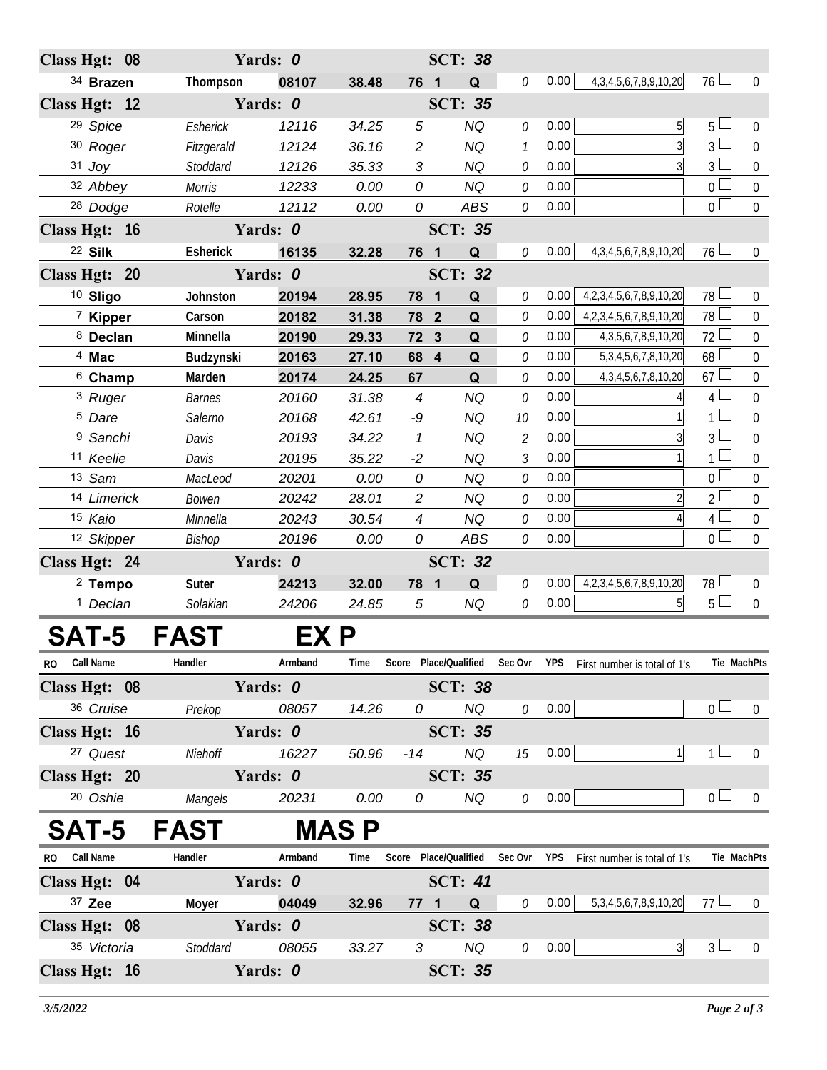| RO | Call Name | Handler | Armband | Time | Score | Place/Qualified | Sec Ovr | YPS | First number is total of 1's | Tie | MachPts |
|---|---|---|---|---|---|---|---|---|---|---|---|
| **Class Hgt: 08** | | **Yards: 0** | | | | **SCT: 38** | | | | | |
| 34 | **Brazen** | **Thompson** | **08107** | **38.48** | **76** | **1 Q** | 0 | 0.00 | 4,3,4,5,6,7,8,9,10,20 | 76 | 0 |
| **Class Hgt: 12** | | **Yards: 0** | | | | **SCT: 35** | | | | | |
| 29 | *Spice* | *Esherick* | *12116* | *34.25* | *5* | *NQ* | 0 | 0.00 | 5 | 5 | 0 |
| 30 | *Roger* | *Fitzgerald* | *12124* | *36.16* | *2* | *NQ* | 1 | 0.00 | 3 | 3 | 0 |
| 31 | *Joy* | *Stoddard* | *12126* | *35.33* | *3* | *NQ* | 0 | 0.00 | 3 | 3 | 0 |
| 32 | *Abbey* | *Morris* | *12233* | *0.00* | *0* | *NQ* | 0 | 0.00 | | 0 | 0 |
| 28 | *Dodge* | *Rotelle* | *12112* | *0.00* | *0* | *ABS* | 0 | 0.00 | | 0 | 0 |
| **Class Hgt: 16** | | **Yards: 0** | | | | **SCT: 35** | | | | | |
| 22 | **Silk** | **Esherick** | **16135** | **32.28** | **76** | **1 Q** | 0 | 0.00 | 4,3,4,5,6,7,8,9,10,20 | 76 | 0 |
| **Class Hgt: 20** | | **Yards: 0** | | | | **SCT: 32** | | | | | |
| 10 | **Sligo** | **Johnston** | **20194** | **28.95** | **78** | **1 Q** | 0 | 0.00 | 4,2,3,4,5,6,7,8,9,10,20 | 78 | 0 |
| 7 | **Kipper** | **Carson** | **20182** | **31.38** | **78** | **2 Q** | 0 | 0.00 | 4,2,3,4,5,6,7,8,9,10,20 | 78 | 0 |
| 8 | **Declan** | **Minnella** | **20190** | **29.33** | **72** | **3 Q** | 0 | 0.00 | 4,3,5,6,7,8,9,10,20 | 72 | 0 |
| 4 | **Mac** | **Budzynski** | **20163** | **27.10** | **68** | **4 Q** | 0 | 0.00 | 5,3,4,5,6,7,8,10,20 | 68 | 0 |
| 6 | **Champ** | **Marden** | **20174** | **24.25** | **67** | **Q** | 0 | 0.00 | 4,3,4,5,6,7,8,10,20 | 67 | 0 |
| 3 | *Ruger* | *Barnes* | *20160* | *31.38* | *4* | *NQ* | 0 | 0.00 | 4 | 4 | 0 |
| 5 | *Dare* | *Salerno* | *20168* | *42.61* | *-9* | *NQ* | 10 | 0.00 | 1 | 1 | 0 |
| 9 | *Sanchi* | *Davis* | *20193* | *34.22* | *1* | *NQ* | 2 | 0.00 | 3 | 3 | 0 |
| 11 | *Keelie* | *Davis* | *20195* | *35.22* | *-2* | *NQ* | 3 | 0.00 | 1 | 1 | 0 |
| 13 | *Sam* | *MacLeod* | *20201* | *0.00* | *0* | *NQ* | 0 | 0.00 | | 0 | 0 |
| 14 | *Limerick* | *Bowen* | *20242* | *28.01* | *2* | *NQ* | 0 | 0.00 | 2 | 2 | 0 |
| 15 | *Kaio* | *Minnella* | *20243* | *30.54* | *4* | *NQ* | 0 | 0.00 | 4 | 4 | 0 |
| 12 | *Skipper* | *Bishop* | *20196* | *0.00* | *0* | *ABS* | 0 | 0.00 | | 0 | 0 |
| **Class Hgt: 24** | | **Yards: 0** | | | | **SCT: 32** | | | | | |
| 2 | **Tempo** | **Suter** | **24213** | **32.00** | **78** | **1 Q** | 0 | 0.00 | 4,2,3,4,5,6,7,8,9,10,20 | 78 | 0 |
| 1 | *Declan* | *Solakian* | *24206* | *24.85* | *5* | *NQ* | 0 | 0.00 | 5 | 5 | 0 |

# SAT-5 FAST EX P

| RO | Call Name | Handler | Armband | Time | Score | Place/Qualified | Sec Ovr | YPS | First number is total of 1's | Tie | MachPts |
|---|---|---|---|---|---|---|---|---|---|---|---|
| **Class Hgt: 08** | | **Yards: 0** | | | | **SCT: 38** | | | | | |
| 36 | *Cruise* | *Prekop* | *08057* | *14.26* | *0* | *NQ* | 0 | 0.00 | | 0 | 0 |
| **Class Hgt: 16** | | **Yards: 0** | | | | **SCT: 35** | | | | | |
| 27 | *Quest* | *Niehoff* | *16227* | *50.96* | *-14* | *NQ* | 15 | 0.00 | 1 | 1 | 0 |
| **Class Hgt: 20** | | **Yards: 0** | | | | **SCT: 35** | | | | | |
| 20 | *Oshie* | *Mangels* | *20231* | *0.00* | *0* | *NQ* | 0 | 0.00 | | 0 | 0 |

# SAT-5 FAST MAS P

| RO | Call Name | Handler | Armband | Time | Score | Place/Qualified | Sec Ovr | YPS | First number is total of 1's | Tie | MachPts |
|---|---|---|---|---|---|---|---|---|---|---|---|
| **Class Hgt: 04** | | **Yards: 0** | | | | **SCT: 41** | | | | | |
| 37 | **Zee** | **Moyer** | **04049** | **32.96** | **77** | **1 Q** | 0 | 0.00 | 5,3,4,5,6,7,8,9,10,20 | 77 | 0 |
| **Class Hgt: 08** | | **Yards: 0** | | | | **SCT: 38** | | | | | |
| 35 | *Victoria* | *Stoddard* | *08055* | *33.27* | *3* | *NQ* | 0 | 0.00 | 3 | 3 | 0 |
| **Class Hgt: 16** | | **Yards: 0** | | | | **SCT: 35** | | | | | |

*3/5/2022*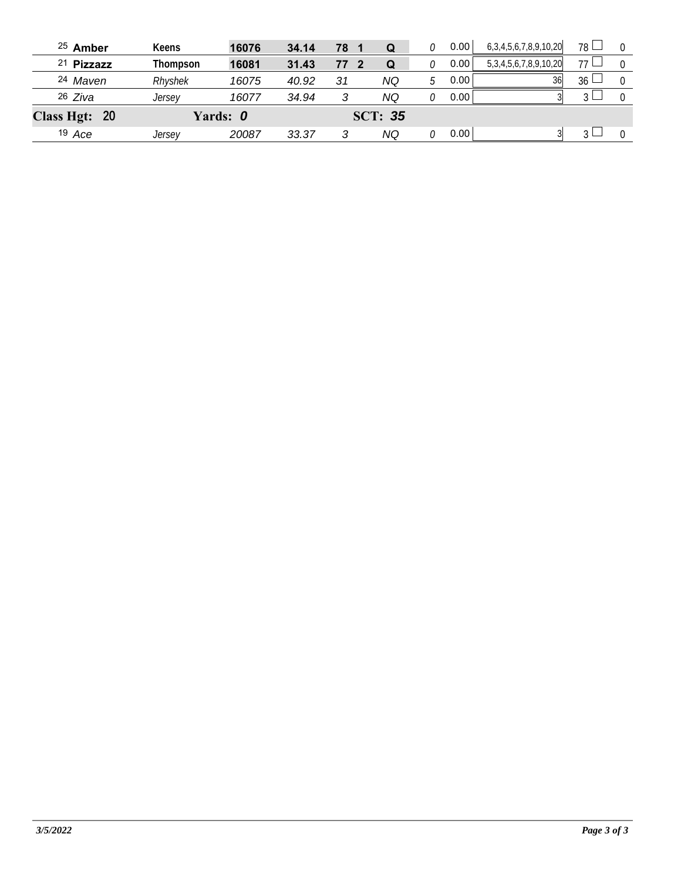| | | | | | | | | | | | | |
|---|---|---|---|---|---|---|---|---|---|---|---|---|
| 25 **Amber** | **Keens** | **16076** | **34.14** | **78** | **1** | **Q** | 0 | 0.00 | 6,3,4,5,6,7,8,9,10,20 | 78 | ☐ | 0 |
| 21 **Pizzazz** | **Thompson** | **16081** | **31.43** | **77** | **2** | **Q** | 0 | 0.00 | 5,3,4,5,6,7,8,9,10,20 | 77 | ☐ | 0 |
| 24 *Maven* | *Rhyshek* | *16075* | *40.92* | *31* | | *NQ* | 5 | 0.00 | 36 | 36 | ☐ | 0 |
| 26 *Ziva* | *Jersey* | *16077* | *34.94* | *3* | | *NQ* | 0 | 0.00 | 3 | 3 | ☐ | 0 |
| **Class Hgt: 20** | **Yards: *0*** | | | | | **SCT: *35*** | | | | | | |
| 19 *Ace* | *Jersey* | *20087* | *33.37* | *3* | | *NQ* | 0 | 0.00 | 3 | 3 | ☐ | 0 |

*3/5/2022*